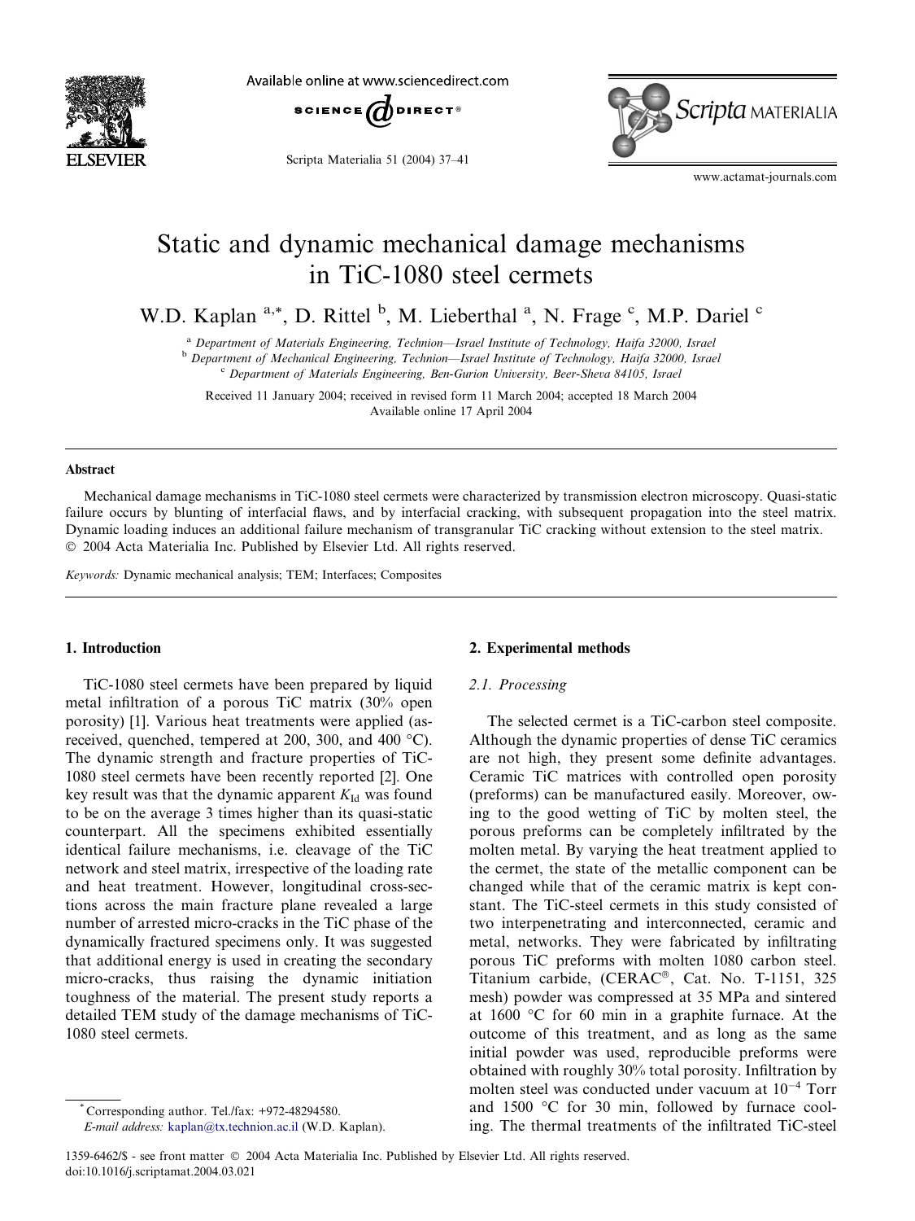# Static and dynamic mechanical damage mechanisms in TiC-1080 steel cermets

W.D. Kaplan [a,*], D. Rittel [b], M. Lieberthal [a], N. Frage [c], M.P. Dariel [c]

[a] Department of Materials Engineering, Technion—Israel Institute of Technology, Haifa 32000, Israel
[b] Department of Mechanical Engineering, Technion—Israel Institute of Technology, Haifa 32000, Israel
[c] Department of Materials Engineering, Ben-Gurion University, Beer-Sheva 84105, Israel

Received 11 January 2004; received in revised form 11 March 2004; accepted 18 March 2004
Available online 17 April 2004

## Abstract

Mechanical damage mechanisms in TiC-1080 steel cermets were characterized by transmission electron microscopy. Quasi-static failure occurs by blunting of interfacial flaws, and by interfacial cracking, with subsequent propagation into the steel matrix. Dynamic loading induces an additional failure mechanism of transgranular TiC cracking without extension to the steel matrix.
© 2004 Acta Materialia Inc. Published by Elsevier Ltd. All rights reserved.

*Keywords:* Dynamic mechanical analysis; TEM; Interfaces; Composites

## 1. Introduction

TiC-1080 steel cermets have been prepared by liquid metal infiltration of a porous TiC matrix (30% open porosity) [1]. Various heat treatments were applied (as-received, quenched, tempered at 200, 300, and 400 °C). The dynamic strength and fracture properties of TiC-1080 steel cermets have been recently reported [2]. One key result was that the dynamic apparent $K_{Id}$ was found to be on the average 3 times higher than its quasi-static counterpart. All the specimens exhibited essentially identical failure mechanisms, i.e. cleavage of the TiC network and steel matrix, irrespective of the loading rate and heat treatment. However, longitudinal cross-sections across the main fracture plane revealed a large number of arrested micro-cracks in the TiC phase of the dynamically fractured specimens only. It was suggested that additional energy is used in creating the secondary micro-cracks, thus raising the dynamic initiation toughness of the material. The present study reports a detailed TEM study of the damage mechanisms of TiC-1080 steel cermets.

## 2. Experimental methods

### 2.1. Processing

The selected cermet is a TiC-carbon steel composite. Although the dynamic properties of dense TiC ceramics are not high, they present some definite advantages. Ceramic TiC matrices with controlled open porosity (preforms) can be manufactured easily. Moreover, owing to the good wetting of TiC by molten steel, the porous preforms can be completely infiltrated by the molten metal. By varying the heat treatment applied to the cermet, the state of the metallic component can be changed while that of the ceramic matrix is kept constant. The TiC-steel cermets in this study consisted of two interpenetrating and interconnected, ceramic and metal, networks. They were fabricated by infiltrating porous TiC preforms with molten 1080 carbon steel. Titanium carbide, (CERAC®, Cat. No. T-1151, 325 mesh) powder was compressed at 35 MPa and sintered at 1600 °C for 60 min in a graphite furnace. At the outcome of this treatment, and as long as the same initial powder was used, reproducible preforms were obtained with roughly 30% total porosity. Infiltration by molten steel was conducted under vacuum at $10^{-4}$ Torr and 1500 °C for 30 min, followed by furnace cooling. The thermal treatments of the infiltrated TiC-steel

---

* Corresponding author. Tel./fax: +972-48294580.
*E-mail address:* kaplan@tx.technion.ac.il (W.D. Kaplan).

1359-6462/$ - see front matter © 2004 Acta Materialia Inc. Published by Elsevier Ltd. All rights reserved.
doi:10.1016/j.scriptamat.2004.03.021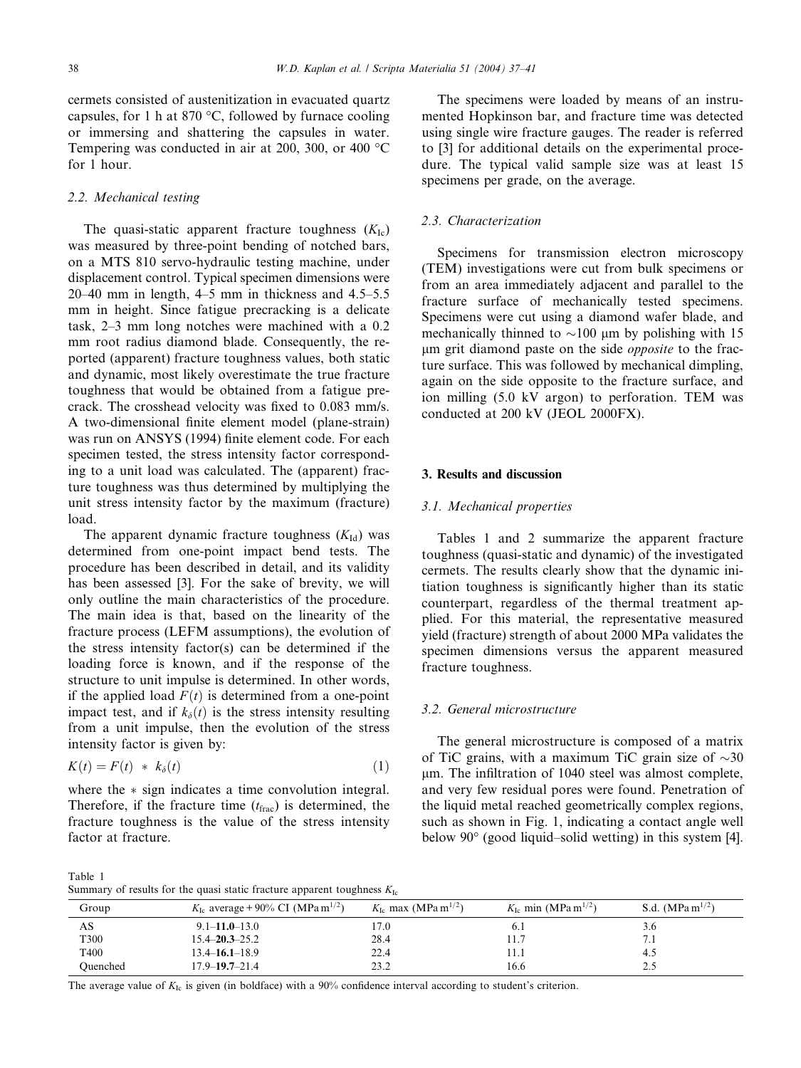cermets consisted of austenitization in evacuated quartz capsules, for 1 h at 870 °C, followed by furnace cooling or immersing and shattering the capsules in water. Tempering was conducted in air at 200, 300, or 400 °C for 1 hour.

### 2.2. Mechanical testing

The quasi-static apparent fracture toughness ($K_{Ic}$) was measured by three-point bending of notched bars, on a MTS 810 servo-hydraulic testing machine, under displacement control. Typical specimen dimensions were 20–40 mm in length, 4–5 mm in thickness and 4.5–5.5 mm in height. Since fatigue precracking is a delicate task, 2–3 mm long notches were machined with a 0.2 mm root radius diamond blade. Consequently, the reported (apparent) fracture toughness values, both static and dynamic, most likely overestimate the true fracture toughness that would be obtained from a fatigue precrack. The crosshead velocity was fixed to 0.083 mm/s. A two-dimensional finite element model (plane-strain) was run on ANSYS (1994) finite element code. For each specimen tested, the stress intensity factor corresponding to a unit load was calculated. The (apparent) fracture toughness was thus determined by multiplying the unit stress intensity factor by the maximum (fracture) load.

The apparent dynamic fracture toughness ($K_{Id}$) was determined from one-point impact bend tests. The procedure has been described in detail, and its validity has been assessed [3]. For the sake of brevity, we will only outline the main characteristics of the procedure. The main idea is that, based on the linearity of the fracture process (LEFM assumptions), the evolution of the stress intensity factor(s) can be determined if the loading force is known, and if the response of the structure to unit impulse is determined. In other words, if the applied load $F(t)$ is determined from a one-point impact test, and if $k_{\delta}(t)$ is the stress intensity resulting from a unit impulse, then the evolution of the stress intensity factor is given by:

$$K(t) = F(t) \ * \ k_{\delta}(t) \tag{1}$$

where the $*$ sign indicates a time convolution integral. Therefore, if the fracture time ($t_{frac}$) is determined, the fracture toughness is the value of the stress intensity factor at fracture.

The specimens were loaded by means of an instrumented Hopkinson bar, and fracture time was detected using single wire fracture gauges. The reader is referred to [3] for additional details on the experimental procedure. The typical valid sample size was at least 15 specimens per grade, on the average.

### 2.3. Characterization

Specimens for transmission electron microscopy (TEM) investigations were cut from bulk specimens or from an area immediately adjacent and parallel to the fracture surface of mechanically tested specimens. Specimens were cut using a diamond wafer blade, and mechanically thinned to ~100 μm by polishing with 15 μm grit diamond paste on the side *opposite* to the fracture surface. This was followed by mechanical dimpling, again on the side opposite to the fracture surface, and ion milling (5.0 kV argon) to perforation. TEM was conducted at 200 kV (JEOL 2000FX).

## 3. Results and discussion

### 3.1. Mechanical properties

Tables 1 and 2 summarize the apparent fracture toughness (quasi-static and dynamic) of the investigated cermets. The results clearly show that the dynamic initiation toughness is significantly higher than its static counterpart, regardless of the thermal treatment applied. For this material, the representative measured yield (fracture) strength of about 2000 MPa validates the specimen dimensions versus the apparent measured fracture toughness.

### 3.2. General microstructure

The general microstructure is composed of a matrix of TiC grains, with a maximum TiC grain size of ~30 μm. The infiltration of 1040 steel was almost complete, and very few residual pores were found. Penetration of the liquid metal reached geometrically complex regions, such as shown in Fig. 1, indicating a contact angle well below 90° (good liquid–solid wetting) in this system [4].

Table 1
Summary of results for the quasi static fracture apparent toughness $K_{Ic}$

| Group | $K_{Ic}$ average + 90% CI ($MPa\,m^{1/2}$) | $K_{Ic}$ max ($MPa\,m^{1/2}$) | $K_{Ic}$ min ($MPa\,m^{1/2}$) | S.d. ($MPa\,m^{1/2}$) |
|---|---|---|---|---|
| AS | 9.1–**11.0**–13.0 | 17.0 | 6.1 | 3.6 |
| T300 | 15.4–**20.3**–25.2 | 28.4 | 11.7 | 7.1 |
| T400 | 13.4–**16.1**–18.9 | 22.4 | 11.1 | 4.5 |
| Quenched | 17.9–**19.7**–21.4 | 23.2 | 16.6 | 2.5 |

The average value of $K_{Ic}$ is given (in boldface) with a 90% confidence interval according to student's criterion.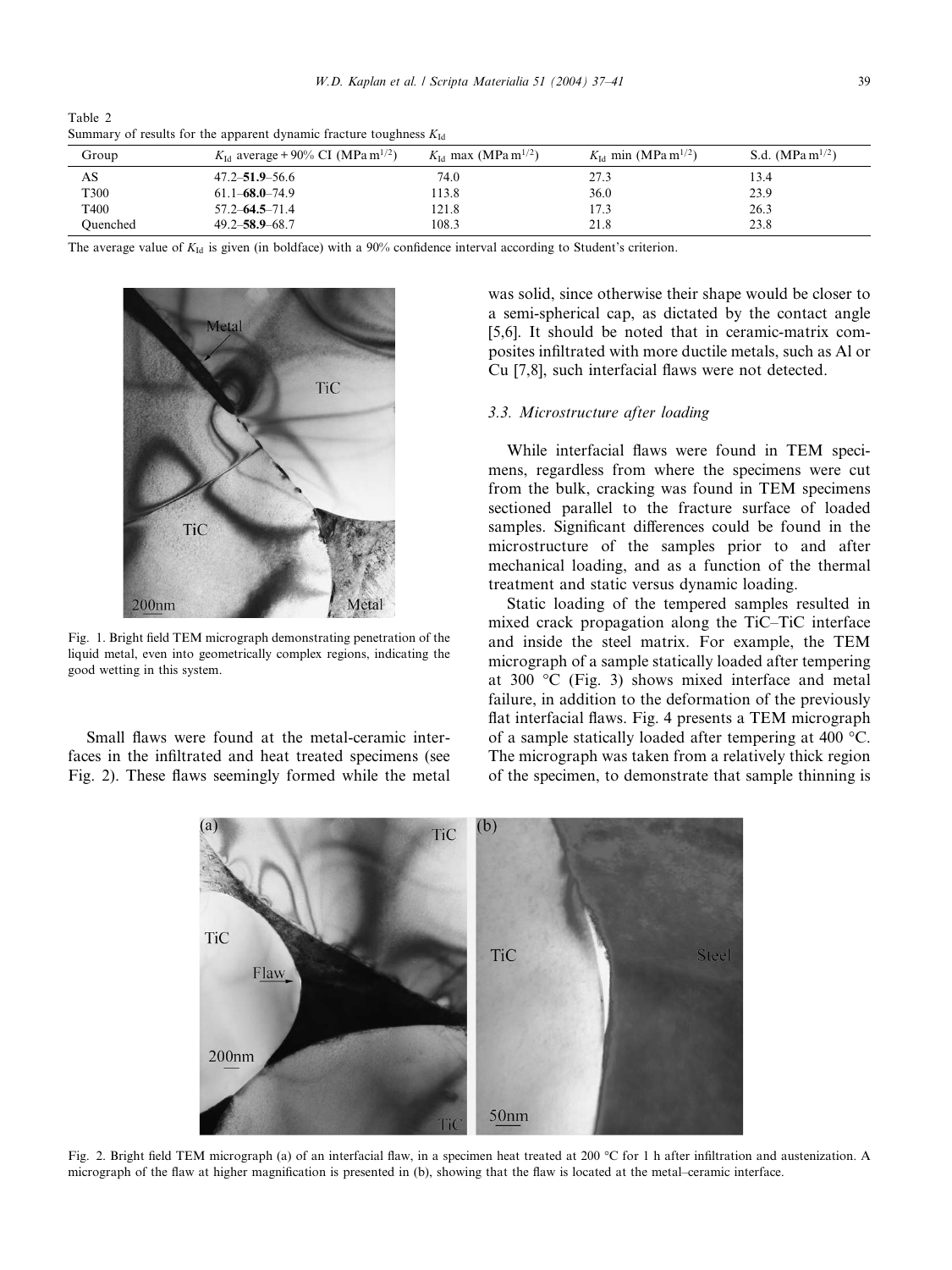Table 2
Summary of results for the apparent dynamic fracture toughness $K_{Id}$

| Group | $K_{Id}$ average + 90% CI (MPa m$^{1/2}$) | $K_{Id}$ max (MPa m$^{1/2}$) | $K_{Id}$ min (MPa m$^{1/2}$) | S.d. (MPa m$^{1/2}$) |
|---|---|---|---|---|
| AS | 47.2–**51.9**–56.6 | 74.0 | 27.3 | 13.4 |
| T300 | 61.1–**68.0**–74.9 | 113.8 | 36.0 | 23.9 |
| T400 | 57.2–**64.5**–71.4 | 121.8 | 17.3 | 26.3 |
| Quenched | 49.2–**58.9**–68.7 | 108.3 | 21.8 | 23.8 |

The average value of $K_{Id}$ is given (in boldface) with a 90% confidence interval according to Student's criterion.

Fig. 1. Bright field TEM micrograph demonstrating penetration of the liquid metal, even into geometrically complex regions, indicating the good wetting in this system.

Small flaws were found at the metal-ceramic interfaces in the infiltrated and heat treated specimens (see Fig. 2). These flaws seemingly formed while the metal was solid, since otherwise their shape would be closer to a semi-spherical cap, as dictated by the contact angle [5,6]. It should be noted that in ceramic-matrix composites infiltrated with more ductile metals, such as Al or Cu [7,8], such interfacial flaws were not detected.

### 3.3. Microstructure after loading

While interfacial flaws were found in TEM specimens, regardless from where the specimens were cut from the bulk, cracking was found in TEM specimens sectioned parallel to the fracture surface of loaded samples. Significant differences could be found in the microstructure of the samples prior to and after mechanical loading, and as a function of the thermal treatment and static versus dynamic loading.

Static loading of the tempered samples resulted in mixed crack propagation along the TiC–TiC interface and inside the steel matrix. For example, the TEM micrograph of a sample statically loaded after tempering at 300 °C (Fig. 3) shows mixed interface and metal failure, in addition to the deformation of the previously flat interfacial flaws. Fig. 4 presents a TEM micrograph of a sample statically loaded after tempering at 400 °C. The micrograph was taken from a relatively thick region of the specimen, to demonstrate that sample thinning is

Fig. 2. Bright field TEM micrograph (a) of an interfacial flaw, in a specimen heat treated at 200 °C for 1 h after infiltration and austenization. A micrograph of the flaw at higher magnification is presented in (b), showing that the flaw is located at the metal–ceramic interface.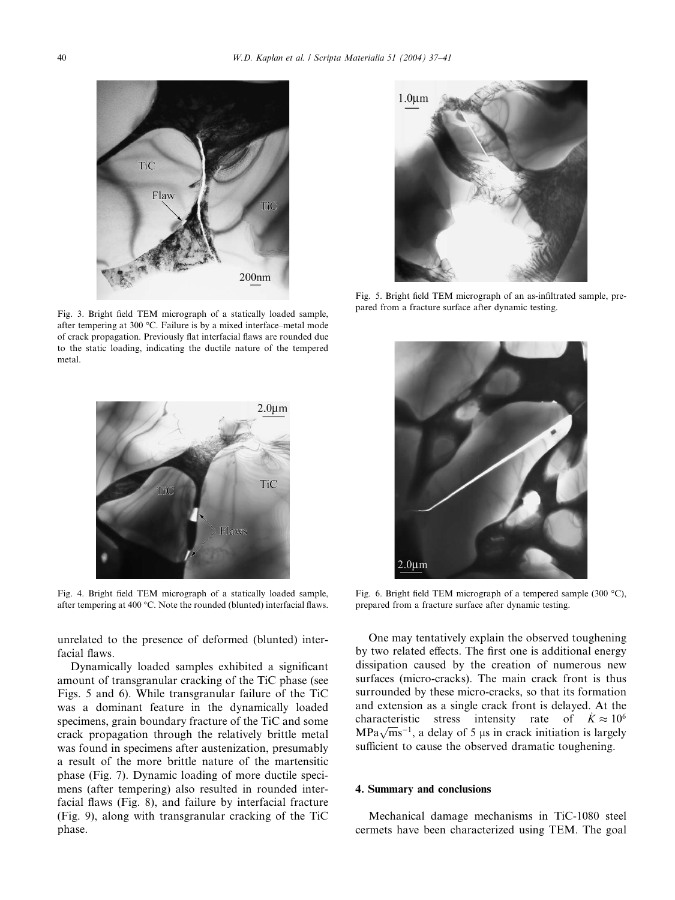Fig. 3. Bright field TEM micrograph of a statically loaded sample, after tempering at 300 °C. Failure is by a mixed interface–metal mode of crack propagation. Previously flat interfacial flaws are rounded due to the static loading, indicating the ductile nature of the tempered metal.

Fig. 4. Bright field TEM micrograph of a statically loaded sample, after tempering at 400 °C. Note the rounded (blunted) interfacial flaws.

Fig. 5. Bright field TEM micrograph of an as-infiltrated sample, prepared from a fracture surface after dynamic testing.

Fig. 6. Bright field TEM micrograph of a tempered sample (300 °C), prepared from a fracture surface after dynamic testing.

unrelated to the presence of deformed (blunted) interfacial flaws.

Dynamically loaded samples exhibited a significant amount of transgranular cracking of the TiC phase (see Figs. 5 and 6). While transgranular failure of the TiC was a dominant feature in the dynamically loaded specimens, grain boundary fracture of the TiC and some crack propagation through the relatively brittle metal was found in specimens after austenization, presumably a result of the more brittle nature of the martensitic phase (Fig. 7). Dynamic loading of more ductile specimens (after tempering) also resulted in rounded interfacial flaws (Fig. 8), and failure by interfacial fracture (Fig. 9), along with transgranular cracking of the TiC phase.

One may tentatively explain the observed toughening by two related effects. The first one is additional energy dissipation caused by the creation of numerous new surfaces (micro-cracks). The main crack front is thus surrounded by these micro-cracks, so that its formation and extension as a single crack front is delayed. At the characteristic stress intensity rate of $\dot{K} \approx 10^6$ $\mathrm{MPa}\sqrt{\mathrm{m}}\mathrm{s}^{-1}$, a delay of 5 μs in crack initiation is largely sufficient to cause the observed dramatic toughening.

## 4. Summary and conclusions

Mechanical damage mechanisms in TiC-1080 steel cermets have been characterized using TEM. The goal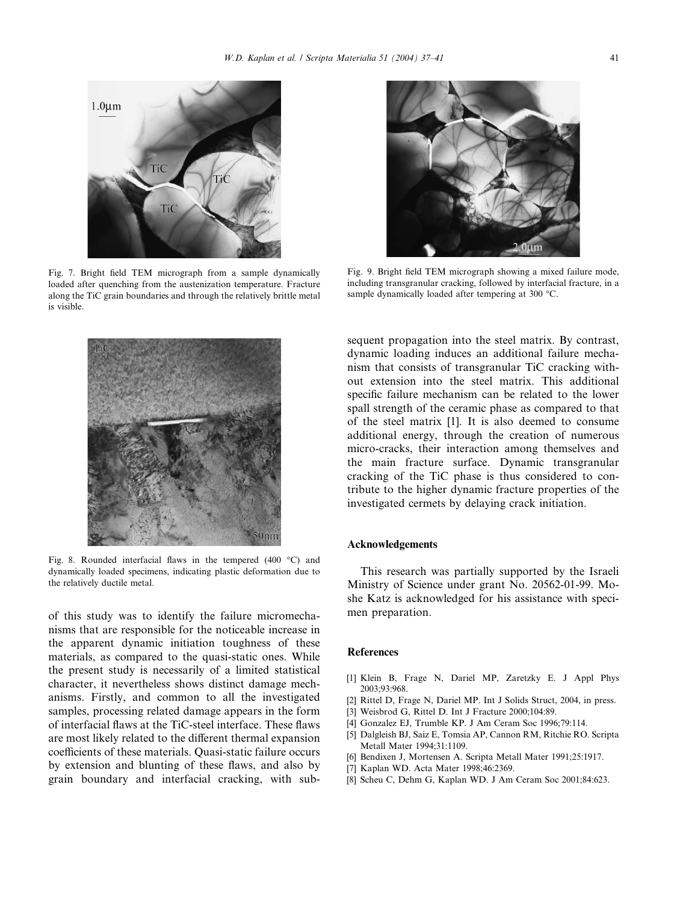1.0μm

TiC

TiC

TiC

Fig. 7. Bright field TEM micrograph from a sample dynamically loaded after quenching from the austenization temperature. Fracture along the TiC grain boundaries and through the relatively brittle metal is visible.

2.0μm

Fig. 9. Bright field TEM micrograph showing a mixed failure mode, including transgranular cracking, followed by interfacial fracture, in a sample dynamically loaded after tempering at 300 °C.

TiC

50nm

Fig. 8. Rounded interfacial flaws in the tempered (400 °C) and dynamically loaded specimens, indicating plastic deformation due to the relatively ductile metal.

of this study was to identify the failure micromechanisms that are responsible for the noticeable increase in the apparent dynamic initiation toughness of these materials, as compared to the quasi-static ones. While the present study is necessarily of a limited statistical character, it nevertheless shows distinct damage mechanisms. Firstly, and common to all the investigated samples, processing related damage appears in the form of interfacial flaws at the TiC-steel interface. These flaws are most likely related to the different thermal expansion coefficients of these materials. Quasi-static failure occurs by extension and blunting of these flaws, and also by grain boundary and interfacial cracking, with subsequent propagation into the steel matrix. By contrast, dynamic loading induces an additional failure mechanism that consists of transgranular TiC cracking without extension into the steel matrix. This additional specific failure mechanism can be related to the lower spall strength of the ceramic phase as compared to that of the steel matrix [1]. It is also deemed to consume additional energy, through the creation of numerous micro-cracks, their interaction among themselves and the main fracture surface. Dynamic transgranular cracking of the TiC phase is thus considered to contribute to the higher dynamic fracture properties of the investigated cermets by delaying crack initiation.

## Acknowledgements

This research was partially supported by the Israeli Ministry of Science under grant No. 20562-01-99. Moshe Katz is acknowledged for his assistance with specimen preparation.

## References

[1] Klein B, Frage N, Dariel MP, Zaretzky E. J Appl Phys 2003;93:968.
[2] Rittel D, Frage N, Dariel MP. Int J Solids Struct, 2004, in press.
[3] Weisbrod G, Rittel D. Int J Fracture 2000;104:89.
[4] Gonzalez EJ, Trumble KP. J Am Ceram Soc 1996;79:114.
[5] Dalgleish BJ, Saiz E, Tomsia AP, Cannon RM, Ritchie RO. Scripta Metall Mater 1994;31:1109.
[6] Bendixen J, Mortensen A. Scripta Metall Mater 1991;25:1917.
[7] Kaplan WD. Acta Mater 1998;46:2369.
[8] Scheu C, Dehm G, Kaplan WD. J Am Ceram Soc 2001;84:623.